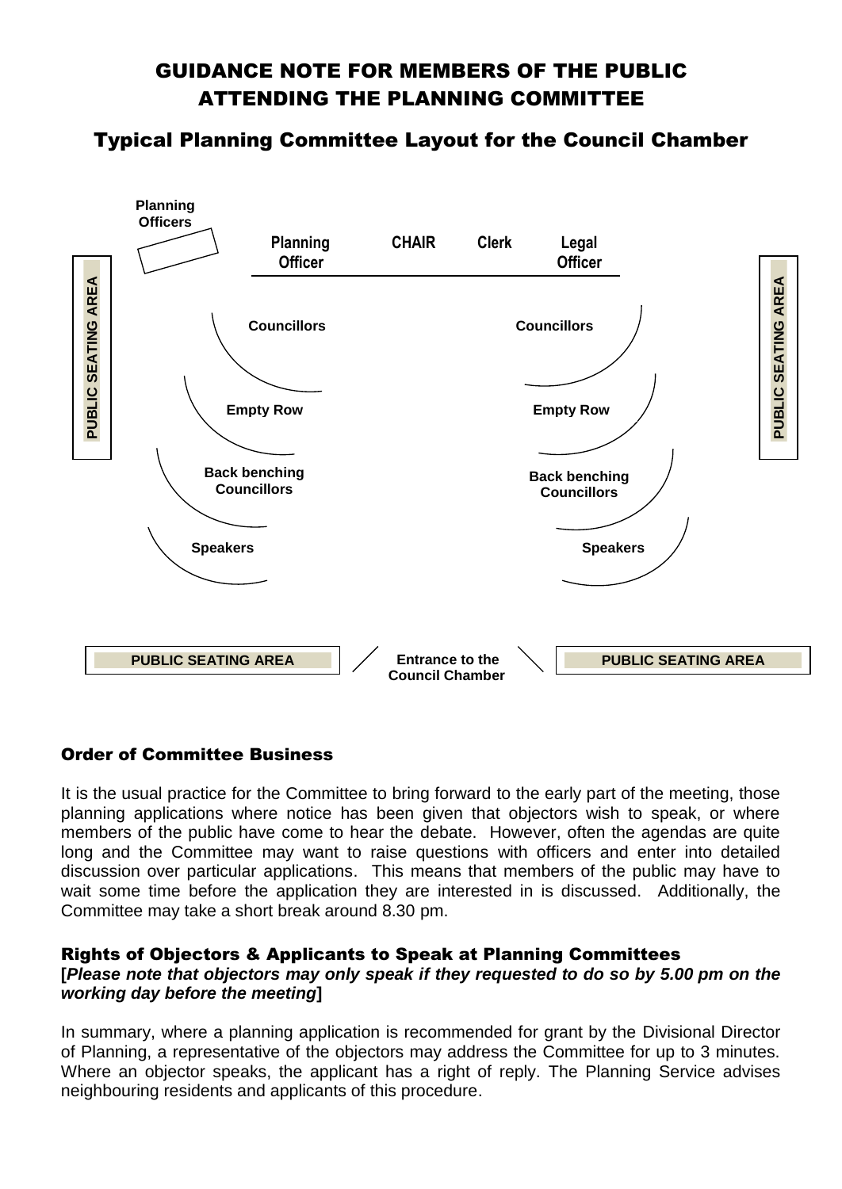# GUIDANCE NOTE FOR MEMBERS OF THE PUBLIC ATTENDING THE PLANNING COMMITTEE

## Typical Planning Committee Layout for the Council Chamber

Planning Officers

Planning Officer | CHAIR | Clerk | Legal Officer

PUBLIC SEATING AREA

Councillors | Councillors

Empty Row | Empty Row

Back benching Councillors | Back benching Councillors

Speakers | Speakers

PUBLIC SEATING AREA

PUBLIC SEATING AREA | Entrance to the Council Chamber | PUBLIC SEATING AREA

## Order of Committee Business

It is the usual practice for the Committee to bring forward to the early part of the meeting, those planning applications where notice has been given that objectors wish to speak, or where members of the public have come to hear the debate. However, often the agendas are quite long and the Committee may want to raise questions with officers and enter into detailed discussion over particular applications. This means that members of the public may have to wait some time before the application they are interested in is discussed. Additionally, the Committee may take a short break around 8.30 pm.

## Rights of Objectors & Applicants to Speak at Planning Committees

**[*Please note that objectors may only speak if they requested to do so by 5.00 pm on the working day before the meeting*]**

In summary, where a planning application is recommended for grant by the Divisional Director of Planning, a representative of the objectors may address the Committee for up to 3 minutes. Where an objector speaks, the applicant has a right of reply. The Planning Service advises neighbouring residents and applicants of this procedure.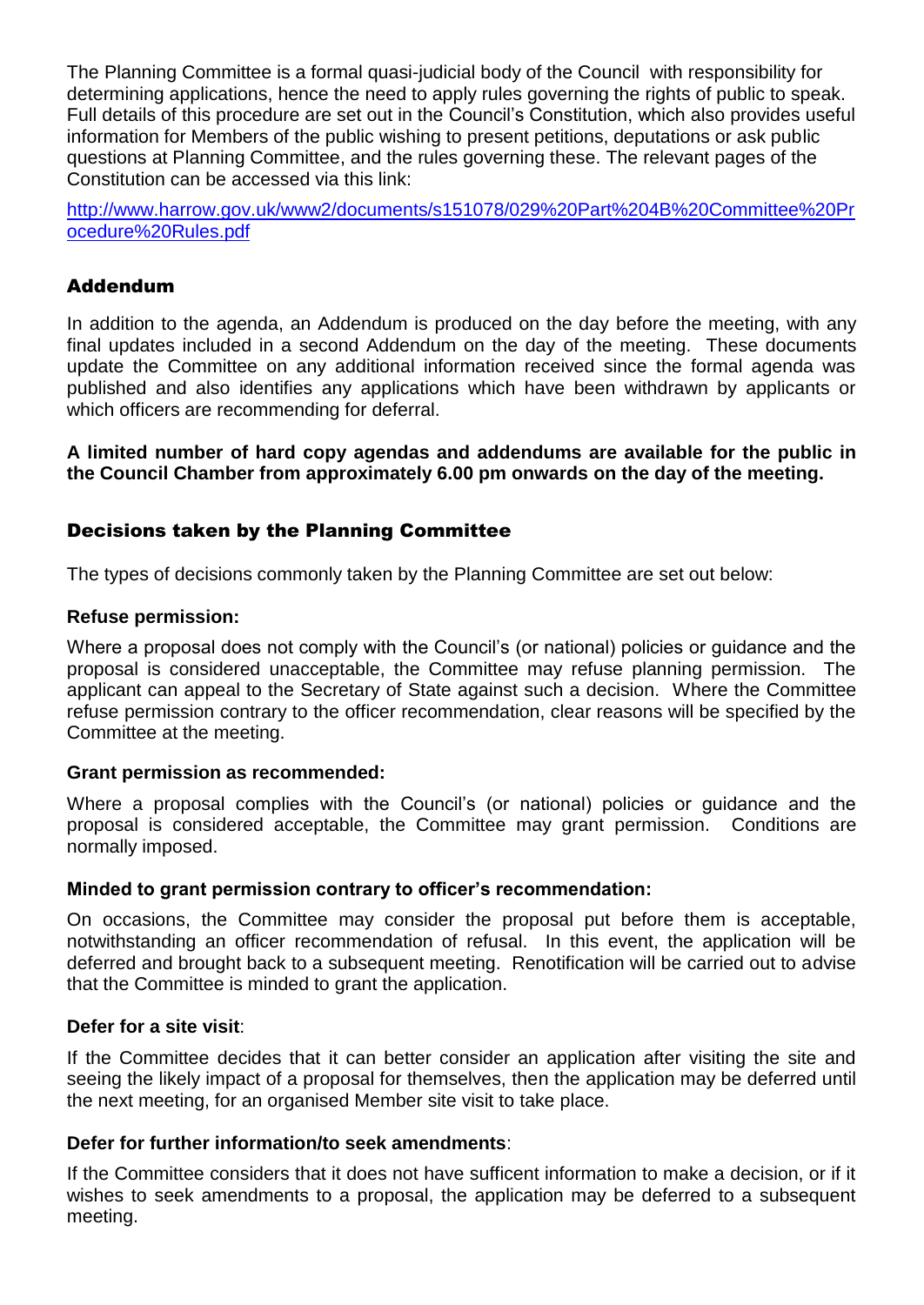The Planning Committee is a formal quasi-judicial body of the Council with responsibility for determining applications, hence the need to apply rules governing the rights of public to speak. Full details of this procedure are set out in the Council's Constitution, which also provides useful information for Members of the public wishing to present petitions, deputations or ask public questions at Planning Committee, and the rules governing these. The relevant pages of the Constitution can be accessed via this link:

http://www.harrow.gov.uk/www2/documents/s151078/029%20Part%204B%20Committee%20Procedure%20Rules.pdf

## Addendum

In addition to the agenda, an Addendum is produced on the day before the meeting, with any final updates included in a second Addendum on the day of the meeting. These documents update the Committee on any additional information received since the formal agenda was published and also identifies any applications which have been withdrawn by applicants or which officers are recommending for deferral.

**A limited number of hard copy agendas and addendums are available for the public in the Council Chamber from approximately 6.00 pm onwards on the day of the meeting.**

## Decisions taken by the Planning Committee

The types of decisions commonly taken by the Planning Committee are set out below:

**Refuse permission:**

Where a proposal does not comply with the Council's (or national) policies or guidance and the proposal is considered unacceptable, the Committee may refuse planning permission. The applicant can appeal to the Secretary of State against such a decision. Where the Committee refuse permission contrary to the officer recommendation, clear reasons will be specified by the Committee at the meeting.

**Grant permission as recommended:**

Where a proposal complies with the Council's (or national) policies or guidance and the proposal is considered acceptable, the Committee may grant permission. Conditions are normally imposed.

**Minded to grant permission contrary to officer's recommendation:**

On occasions, the Committee may consider the proposal put before them is acceptable, notwithstanding an officer recommendation of refusal. In this event, the application will be deferred and brought back to a subsequent meeting. Renotification will be carried out to advise that the Committee is minded to grant the application.

**Defer for a site visit**:

If the Committee decides that it can better consider an application after visiting the site and seeing the likely impact of a proposal for themselves, then the application may be deferred until the next meeting, for an organised Member site visit to take place.

**Defer for further information/to seek amendments**:

If the Committee considers that it does not have sufficent information to make a decision, or if it wishes to seek amendments to a proposal, the application may be deferred to a subsequent meeting.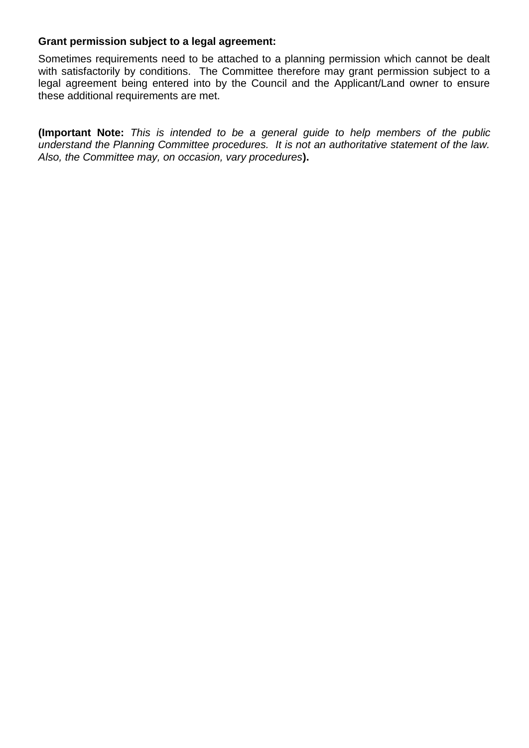**Grant permission subject to a legal agreement:**

Sometimes requirements need to be attached to a planning permission which cannot be dealt with satisfactorily by conditions. The Committee therefore may grant permission subject to a legal agreement being entered into by the Council and the Applicant/Land owner to ensure these additional requirements are met.

**(Important Note:** *This is intended to be a general guide to help members of the public understand the Planning Committee procedures. It is not an authoritative statement of the law. Also, the Committee may, on occasion, vary procedures***).**